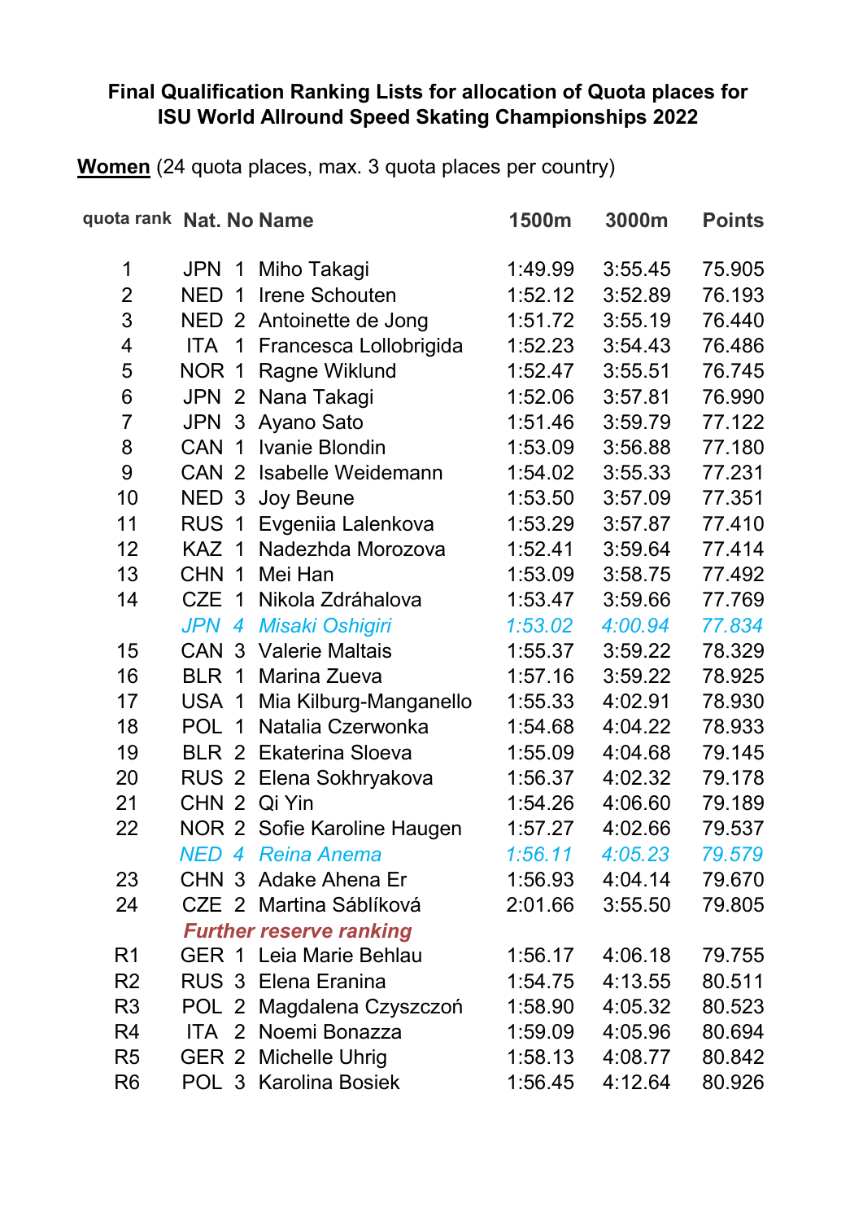**Final Qualification Ranking Lists for allocation of Quota places for ISU World Allround Speed Skating Championships 2022**

**Women** (24 quota places, max. 3 quota places per country)

| quota rank | Nat. | No | Name | 1500m | 3000m | Points |
|---|---|---|---|---|---|---|
| 1 | JPN | 1 | Miho Takagi | 1:49.99 | 3:55.45 | 75.905 |
| 2 | NED | 1 | Irene Schouten | 1:52.12 | 3:52.89 | 76.193 |
| 3 | NED | 2 | Antoinette de Jong | 1:51.72 | 3:55.19 | 76.440 |
| 4 | ITA | 1 | Francesca Lollobrigida | 1:52.23 | 3:54.43 | 76.486 |
| 5 | NOR | 1 | Ragne Wiklund | 1:52.47 | 3:55.51 | 76.745 |
| 6 | JPN | 2 | Nana Takagi | 1:52.06 | 3:57.81 | 76.990 |
| 7 | JPN | 3 | Ayano Sato | 1:51.46 | 3:59.79 | 77.122 |
| 8 | CAN | 1 | Ivanie Blondin | 1:53.09 | 3:56.88 | 77.180 |
| 9 | CAN | 2 | Isabelle Weidemann | 1:54.02 | 3:55.33 | 77.231 |
| 10 | NED | 3 | Joy Beune | 1:53.50 | 3:57.09 | 77.351 |
| 11 | RUS | 1 | Evgeniia Lalenkova | 1:53.29 | 3:57.87 | 77.410 |
| 12 | KAZ | 1 | Nadezhda Morozova | 1:52.41 | 3:59.64 | 77.414 |
| 13 | CHN | 1 | Mei Han | 1:53.09 | 3:58.75 | 77.492 |
| 14 | CZE | 1 | Nikola Zdráhalova | 1:53.47 | 3:59.66 | 77.769 |
| | *JPN* | *4* | *Misaki Oshigiri* | *1:53.02* | *4:00.94* | *77.834* |
| 15 | CAN | 3 | Valerie Maltais | 1:55.37 | 3:59.22 | 78.329 |
| 16 | BLR | 1 | Marina Zueva | 1:57.16 | 3:59.22 | 78.925 |
| 17 | USA | 1 | Mia Kilburg-Manganello | 1:55.33 | 4:02.91 | 78.930 |
| 18 | POL | 1 | Natalia Czerwonka | 1:54.68 | 4:04.22 | 78.933 |
| 19 | BLR | 2 | Ekaterina Sloeva | 1:55.09 | 4:04.68 | 79.145 |
| 20 | RUS | 2 | Elena Sokhryakova | 1:56.37 | 4:02.32 | 79.178 |
| 21 | CHN | 2 | Qi Yin | 1:54.26 | 4:06.60 | 79.189 |
| 22 | NOR | 2 | Sofie Karoline Haugen | 1:57.27 | 4:02.66 | 79.537 |
| | *NED* | *4* | *Reina Anema* | *1:56.11* | *4:05.23* | *79.579* |
| 23 | CHN | 3 | Adake Ahena Er | 1:56.93 | 4:04.14 | 79.670 |
| 24 | CZE | 2 | Martina Sáblíková | 2:01.66 | 3:55.50 | 79.805 |
| | ***Further reserve ranking*** | | | | | |
| R1 | GER | 1 | Leia Marie Behlau | 1:56.17 | 4:06.18 | 79.755 |
| R2 | RUS | 3 | Elena Eranina | 1:54.75 | 4:13.55 | 80.511 |
| R3 | POL | 2 | Magdalena Czyszczoń | 1:58.90 | 4:05.32 | 80.523 |
| R4 | ITA | 2 | Noemi Bonazza | 1:59.09 | 4:05.96 | 80.694 |
| R5 | GER | 2 | Michelle Uhrig | 1:58.13 | 4:08.77 | 80.842 |
| R6 | POL | 3 | Karolina Bosiek | 1:56.45 | 4:12.64 | 80.926 |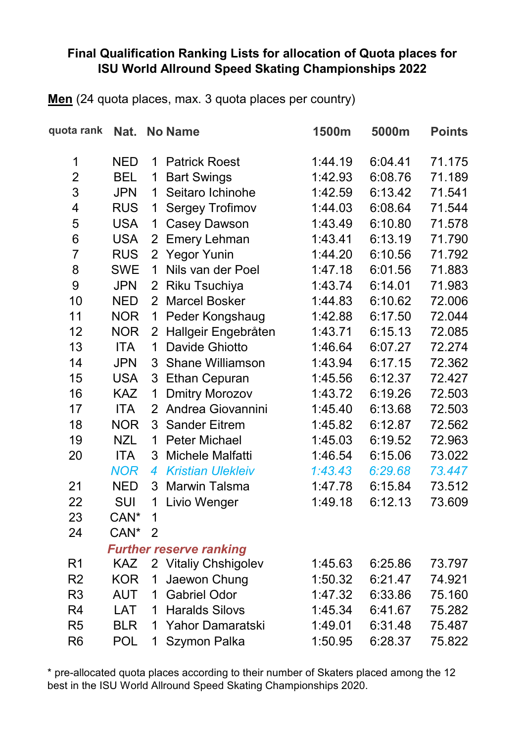**Final Qualification Ranking Lists for allocation of Quota places for ISU World Allround Speed Skating Championships 2022**

**Men** (24 quota places, max. 3 quota places per country)

| quota rank | Nat. | No | Name | 1500m | 5000m | Points |
|---|---|---|---|---|---|---|
| 1 | NED | 1 | Patrick Roest | 1:44.19 | 6:04.41 | 71.175 |
| 2 | BEL | 1 | Bart Swings | 1:42.93 | 6:08.76 | 71.189 |
| 3 | JPN | 1 | Seitaro Ichinohe | 1:42.59 | 6:13.42 | 71.541 |
| 4 | RUS | 1 | Sergey Trofimov | 1:44.03 | 6:08.64 | 71.544 |
| 5 | USA | 1 | Casey Dawson | 1:43.49 | 6:10.80 | 71.578 |
| 6 | USA | 2 | Emery Lehman | 1:43.41 | 6:13.19 | 71.790 |
| 7 | RUS | 2 | Yegor Yunin | 1:44.20 | 6:10.56 | 71.792 |
| 8 | SWE | 1 | Nils van der Poel | 1:47.18 | 6:01.56 | 71.883 |
| 9 | JPN | 2 | Riku Tsuchiya | 1:43.74 | 6:14.01 | 71.983 |
| 10 | NED | 2 | Marcel Bosker | 1:44.83 | 6:10.62 | 72.006 |
| 11 | NOR | 1 | Peder Kongshaug | 1:42.88 | 6:17.50 | 72.044 |
| 12 | NOR | 2 | Hallgeir Engebråten | 1:43.71 | 6:15.13 | 72.085 |
| 13 | ITA | 1 | Davide Ghiotto | 1:46.64 | 6:07.27 | 72.274 |
| 14 | JPN | 3 | Shane Williamson | 1:43.94 | 6:17.15 | 72.362 |
| 15 | USA | 3 | Ethan Cepuran | 1:45.56 | 6:12.37 | 72.427 |
| 16 | KAZ | 1 | Dmitry Morozov | 1:43.72 | 6:19.26 | 72.503 |
| 17 | ITA | 2 | Andrea Giovannini | 1:45.40 | 6:13.68 | 72.503 |
| 18 | NOR | 3 | Sander Eitrem | 1:45.82 | 6:12.87 | 72.562 |
| 19 | NZL | 1 | Peter Michael | 1:45.03 | 6:19.52 | 72.963 |
| 20 | ITA | 3 | Michele Malfatti | 1:46.54 | 6:15.06 | 73.022 |
| | *NOR* | *4* | *Kristian Ulekleiv* | *1:43.43* | *6:29.68* | *73.447* |
| 21 | NED | 3 | Marwin Talsma | 1:47.78 | 6:15.84 | 73.512 |
| 22 | SUI | 1 | Livio Wenger | 1:49.18 | 6:12.13 | 73.609 |
| 23 | CAN* | 1 | | | | |
| 24 | CAN* | 2 | | | | |
| | ***Further reserve ranking*** | | | | | |
| R1 | KAZ | 2 | Vitaliy Chshigolev | 1:45.63 | 6:25.86 | 73.797 |
| R2 | KOR | 1 | Jaewon Chung | 1:50.32 | 6:21.47 | 74.921 |
| R3 | AUT | 1 | Gabriel Odor | 1:47.32 | 6:33.86 | 75.160 |
| R4 | LAT | 1 | Haralds Silovs | 1:45.34 | 6:41.67 | 75.282 |
| R5 | BLR | 1 | Yahor Damaratski | 1:49.01 | 6:31.48 | 75.487 |
| R6 | POL | 1 | Szymon Palka | 1:50.95 | 6:28.37 | 75.822 |

* pre-allocated quota places according to their number of Skaters placed among the 12 best in the ISU World Allround Speed Skating Championships 2020.